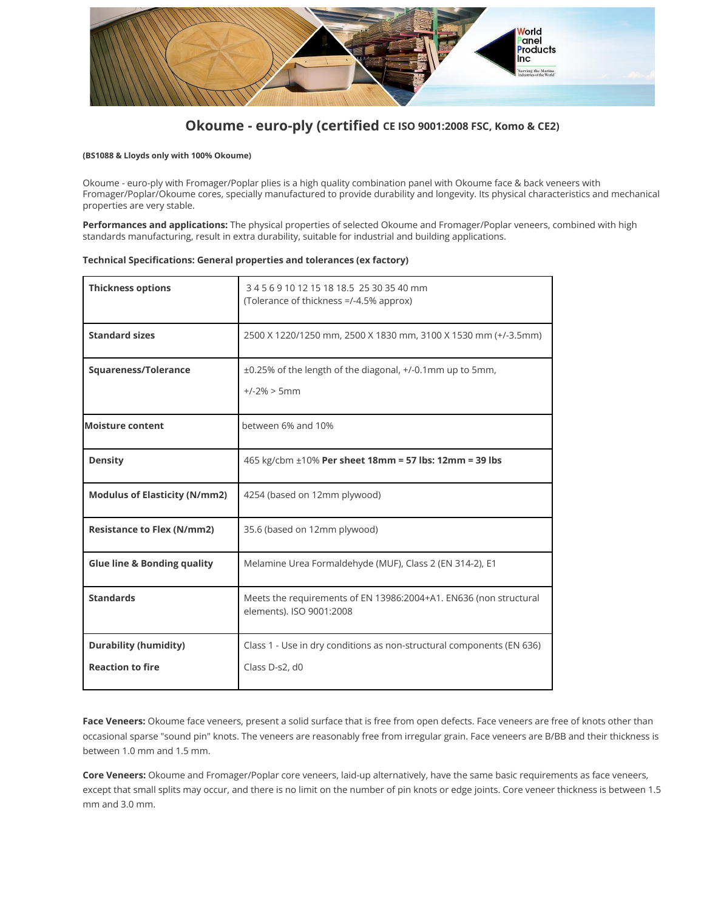# Okoume - euro-ply (certified CE ISO 9001:2008 FSC, Komo & CE2)

**(BS1088 & Lloyds only with 100% Okoume)**

Okoume - euro-ply with Fromager/Poplar plies is a high quality combination panel with Okoume face & back veneers with Fromager/Poplar/Okoume cores, specially manufactured to provide durability and longevity. Its physical characteristics and mechanical properties are very stable.

**Performances and applications:** The physical properties of selected Okoume and Fromager/Poplar veneers, combined with high standards manufacturing, result in extra durability, suitable for industrial and building applications.

**Technical Specifications: General properties and tolerances (ex factory)**

| | |
|---|---|
| **Thickness options** | 3 4 5 6 9 10 12 15 18 18.5 25 30 35 40 mm<br>(Tolerance of thickness =/-4.5% approx) |
| **Standard sizes** | 2500 X 1220/1250 mm, 2500 X 1830 mm, 3100 X 1530 mm (+/-3.5mm) |
| **Squareness/Tolerance** | ±0.25% of the length of the diagonal, +/-0.1mm up to 5mm,<br>+/-2% > 5mm |
| **Moisture content** | between 6% and 10% |
| **Density** | 465 kg/cbm ±10% **Per sheet 18mm = 57 lbs: 12mm = 39 lbs** |
| **Modulus of Elasticity (N/mm2)** | 4254 (based on 12mm plywood) |
| **Resistance to Flex (N/mm2)** | 35.6 (based on 12mm plywood) |
| **Glue line & Bonding quality** | Melamine Urea Formaldehyde (MUF), Class 2 (EN 314-2), E1 |
| **Standards** | Meets the requirements of EN 13986:2004+A1. EN636 (non structural elements). ISO 9001:2008 |
| **Durability (humidity)**<br>**Reaction to fire** | Class 1 - Use in dry conditions as non-structural components (EN 636)<br>Class D-s2, d0 |

**Face Veneers:** Okoume face veneers, present a solid surface that is free from open defects. Face veneers are free of knots other than occasional sparse "sound pin" knots. The veneers are reasonably free from irregular grain. Face veneers are B/BB and their thickness is between 1.0 mm and 1.5 mm.

**Core Veneers:** Okoume and Fromager/Poplar core veneers, laid-up alternatively, have the same basic requirements as face veneers, except that small splits may occur, and there is no limit on the number of pin knots or edge joints. Core veneer thickness is between 1.5 mm and 3.0 mm.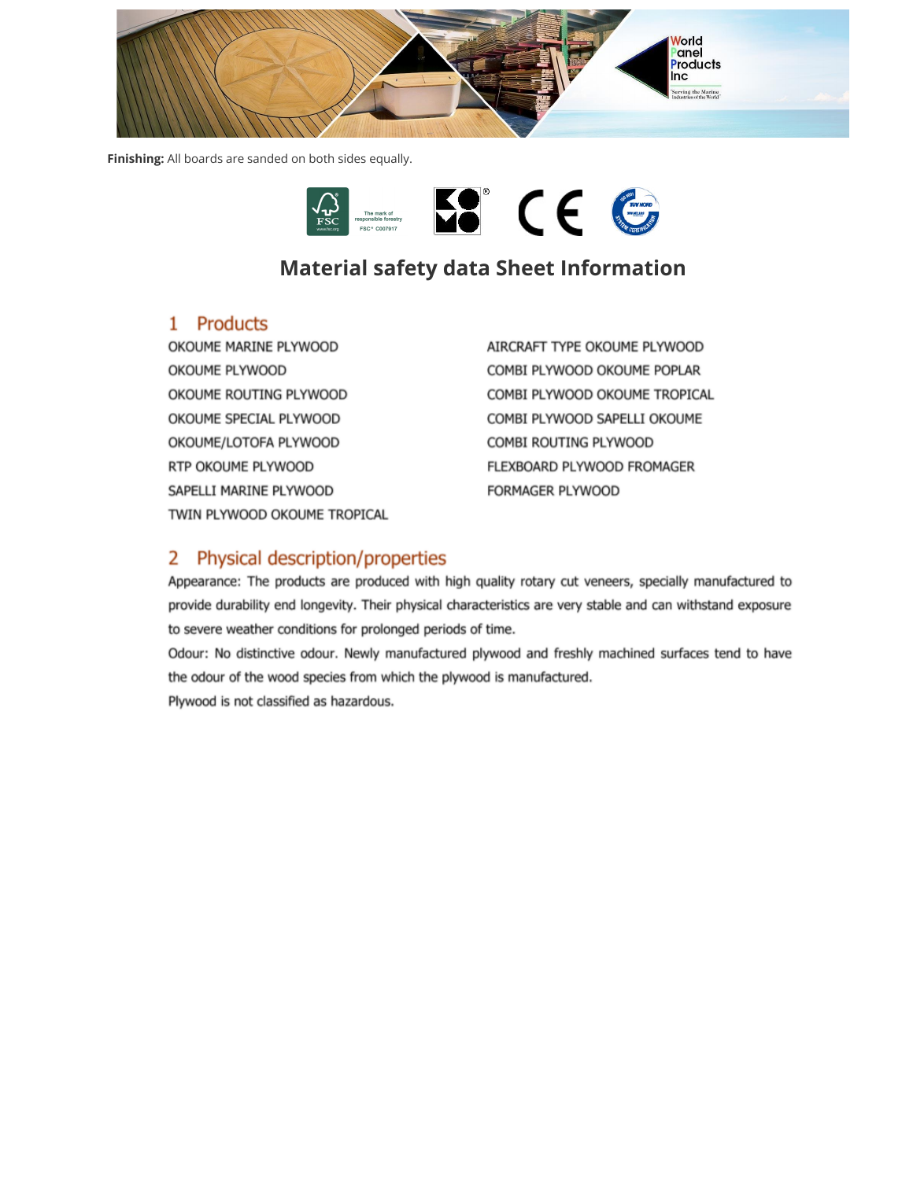**Finishing:** All boards are sanded on both sides equally.

# Material safety data Sheet Information

## 1 Products

OKOUME MARINE PLYWOOD
OKOUME PLYWOOD
OKOUME ROUTING PLYWOOD
OKOUME SPECIAL PLYWOOD
OKOUME/LOTOFA PLYWOOD
RTP OKOUME PLYWOOD
SAPELLI MARINE PLYWOOD
TWIN PLYWOOD OKOUME TROPICAL
AIRCRAFT TYPE OKOUME PLYWOOD
COMBI PLYWOOD OKOUME POPLAR
COMBI PLYWOOD OKOUME TROPICAL
COMBI PLYWOOD SAPELLI OKOUME
COMBI ROUTING PLYWOOD
FLEXBOARD PLYWOOD FROMAGER
FORMAGER PLYWOOD

## 2 Physical description/properties

Appearance: The products are produced with high quality rotary cut veneers, specially manufactured to provide durability end longevity. Their physical characteristics are very stable and can withstand exposure to severe weather conditions for prolonged periods of time.

Odour: No distinctive odour. Newly manufactured plywood and freshly machined surfaces tend to have the odour of the wood species from which the plywood is manufactured.

Plywood is not classified as hazardous.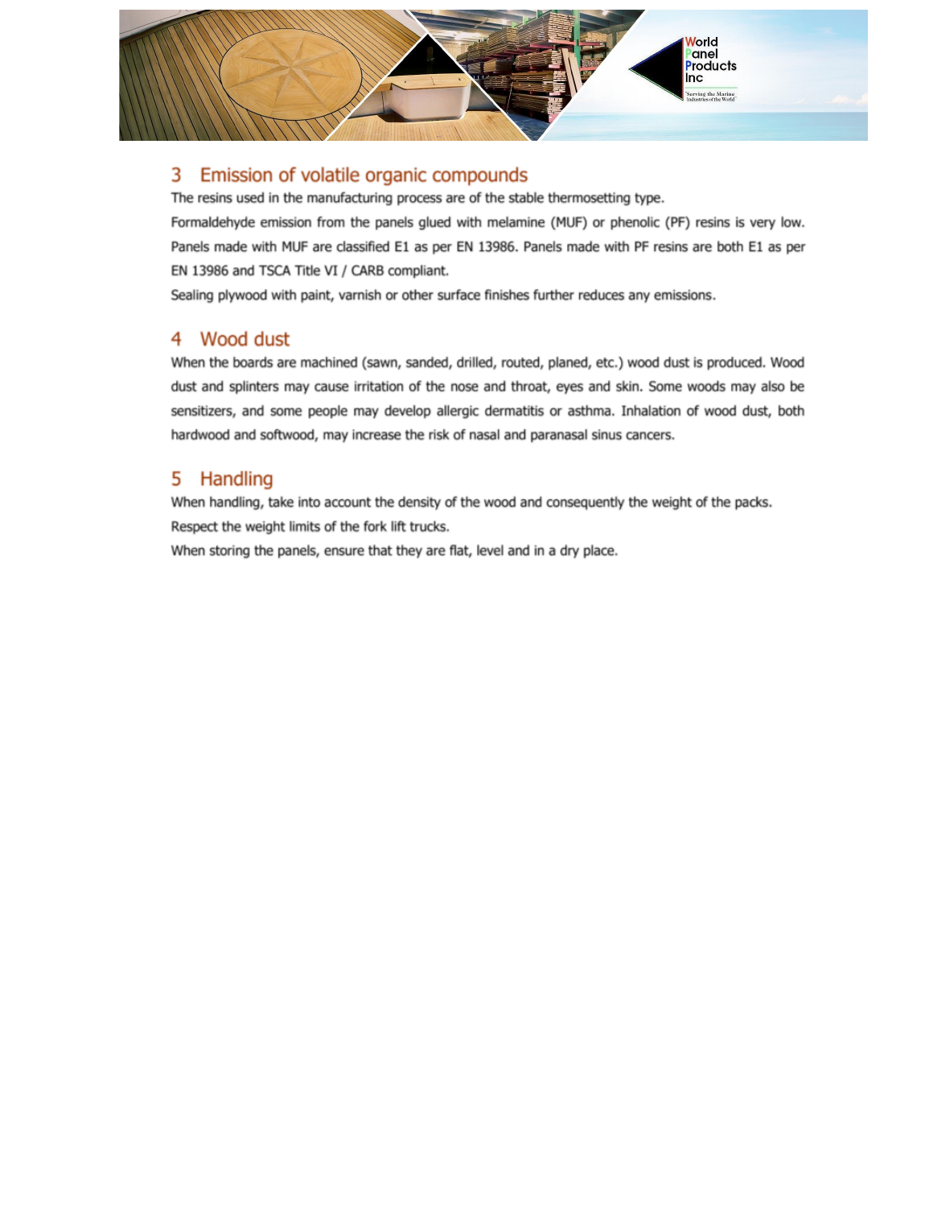## 3 Emission of volatile organic compounds

The resins used in the manufacturing process are of the stable thermosetting type.

Formaldehyde emission from the panels glued with melamine (MUF) or phenolic (PF) resins is very low. Panels made with MUF are classified E1 as per EN 13986. Panels made with PF resins are both E1 as per EN 13986 and TSCA Title VI / CARB compliant.

Sealing plywood with paint, varnish or other surface finishes further reduces any emissions.

## 4 Wood dust

When the boards are machined (sawn, sanded, drilled, routed, planed, etc.) wood dust is produced. Wood dust and splinters may cause irritation of the nose and throat, eyes and skin. Some woods may also be sensitizers, and some people may develop allergic dermatitis or asthma. Inhalation of wood dust, both hardwood and softwood, may increase the risk of nasal and paranasal sinus cancers.

## 5 Handling

When handling, take into account the density of the wood and consequently the weight of the packs.

Respect the weight limits of the fork lift trucks.

When storing the panels, ensure that they are flat, level and in a dry place.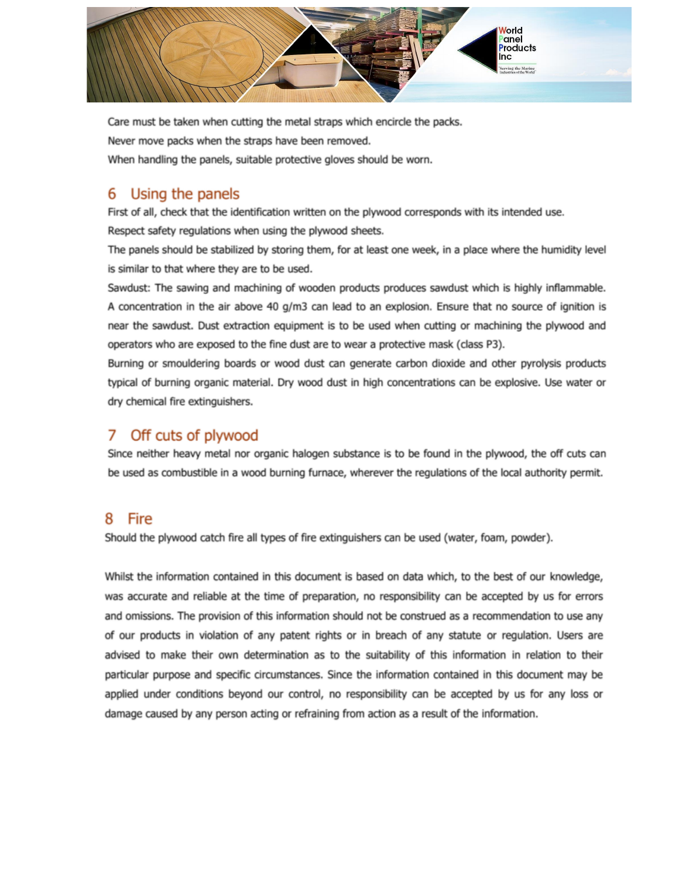Care must be taken when cutting the metal straps which encircle the packs.

Never move packs when the straps have been removed.

When handling the panels, suitable protective gloves should be worn.

## 6 Using the panels

First of all, check that the identification written on the plywood corresponds with its intended use.

Respect safety regulations when using the plywood sheets.

The panels should be stabilized by storing them, for at least one week, in a place where the humidity level is similar to that where they are to be used.

Sawdust: The sawing and machining of wooden products produces sawdust which is highly inflammable. A concentration in the air above 40 g/m3 can lead to an explosion. Ensure that no source of ignition is near the sawdust. Dust extraction equipment is to be used when cutting or machining the plywood and operators who are exposed to the fine dust are to wear a protective mask (class P3).

Burning or smouldering boards or wood dust can generate carbon dioxide and other pyrolysis products typical of burning organic material. Dry wood dust in high concentrations can be explosive. Use water or dry chemical fire extinguishers.

## 7 Off cuts of plywood

Since neither heavy metal nor organic halogen substance is to be found in the plywood, the off cuts can be used as combustible in a wood burning furnace, wherever the regulations of the local authority permit.

## 8 Fire

Should the plywood catch fire all types of fire extinguishers can be used (water, foam, powder).

Whilst the information contained in this document is based on data which, to the best of our knowledge, was accurate and reliable at the time of preparation, no responsibility can be accepted by us for errors and omissions. The provision of this information should not be construed as a recommendation to use any of our products in violation of any patent rights or in breach of any statute or regulation. Users are advised to make their own determination as to the suitability of this information in relation to their particular purpose and specific circumstances. Since the information contained in this document may be applied under conditions beyond our control, no responsibility can be accepted by us for any loss or damage caused by any person acting or refraining from action as a result of the information.